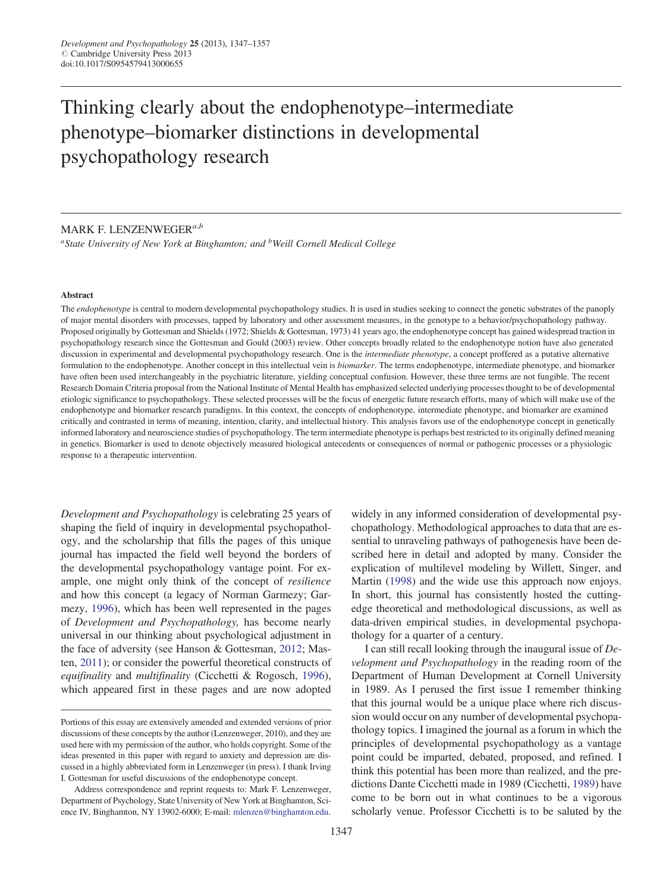# Thinking clearly about the endophenotype–intermediate phenotype–biomarker distinctions in developmental psychopathology research

MARK F. LENZENWEGER[a,b]

[a]State University of New York at Binghamton; and [b]Weill Cornell Medical College

### Abstract

The *endophenotype* is central to modern developmental psychopathology studies. It is used in studies seeking to connect the genetic substrates of the panoply of major mental disorders with processes, tapped by laboratory and other assessment measures, in the genotype to a behavior/psychopathology pathway. Proposed originally by Gottesman and Shields (1972; Shields & Gottesman, 1973) 41 years ago, the endophenotype concept has gained widespread traction in psychopathology research since the Gottesman and Gould (2003) review. Other concepts broadly related to the endophenotype notion have also generated discussion in experimental and developmental psychopathology research. One is the *intermediate phenotype*, a concept proffered as a putative alternative formulation to the endophenotype. Another concept in this intellectual vein is *biomarker*. The terms endophenotype, intermediate phenotype, and biomarker have often been used interchangeably in the psychiatric literature, yielding conceptual confusion. However, these three terms are not fungible. The recent Research Domain Criteria proposal from the National Institute of Mental Health has emphasized selected underlying processes thought to be of developmental etiologic significance to psychopathology. These selected processes will be the focus of energetic future research efforts, many of which will make use of the endophenotype and biomarker research paradigms. In this context, the concepts of endophenotype, intermediate phenotype, and biomarker are examined critically and contrasted in terms of meaning, intention, clarity, and intellectual history. This analysis favors use of the endophenotype concept in genetically informed laboratory and neuroscience studies of psychopathology. The term intermediate phenotype is perhaps best restricted to its originally defined meaning in genetics. Biomarker is used to denote objectively measured biological antecedents or consequences of normal or pathogenic processes or a physiologic response to a therapeutic intervention.

*Development and Psychopathology* is celebrating 25 years of shaping the field of inquiry in developmental psychopathology, and the scholarship that fills the pages of this unique journal has impacted the field well beyond the borders of the developmental psychopathology vantage point. For example, one might only think of the concept of *resilience* and how this concept (a legacy of Norman Garmezy; Garmezy, 1996), which has been well represented in the pages of *Development and Psychopathology,* has become nearly universal in our thinking about psychological adjustment in the face of adversity (see Hanson & Gottesman, 2012; Masten, 2011); or consider the powerful theoretical constructs of *equifinality* and *multifinality* (Cicchetti & Rogosch, 1996), which appeared first in these pages and are now adopted widely in any informed consideration of developmental psychopathology. Methodological approaches to data that are essential to unraveling pathways of pathogenesis have been described here in detail and adopted by many. Consider the explication of multilevel modeling by Willett, Singer, and Martin (1998) and the wide use this approach now enjoys. In short, this journal has consistently hosted the cutting-edge theoretical and methodological discussions, as well as data-driven empirical studies, in developmental psychopathology for a quarter of a century.

I can still recall looking through the inaugural issue of *Development and Psychopathology* in the reading room of the Department of Human Development at Cornell University in 1989. As I perused the first issue I remember thinking that this journal would be a unique place where rich discussion would occur on any number of developmental psychopathology topics. I imagined the journal as a forum in which the principles of developmental psychopathology as a vantage point could be imparted, debated, proposed, and refined. I think this potential has been more than realized, and the predictions Dante Cicchetti made in 1989 (Cicchetti, 1989) have come to be born out in what continues to be a vigorous scholarly venue. Professor Cicchetti is to be saluted by the

---

Portions of this essay are extensively amended and extended versions of prior discussions of these concepts by the author (Lenzenweger, 2010), and they are used here with my permission of the author, who holds copyright. Some of the ideas presented in this paper with regard to anxiety and depression are discussed in a highly abbreviated form in Lenzenweger (in press). I thank Irving I. Gottesman for useful discussions of the endophenotype concept.

Address correspondence and reprint requests to: Mark F. Lenzenweger, Department of Psychology, State University of New York at Binghamton, Science IV, Binghamton, NY 13902-6000; E-mail: mlenzen@binghamton.edu.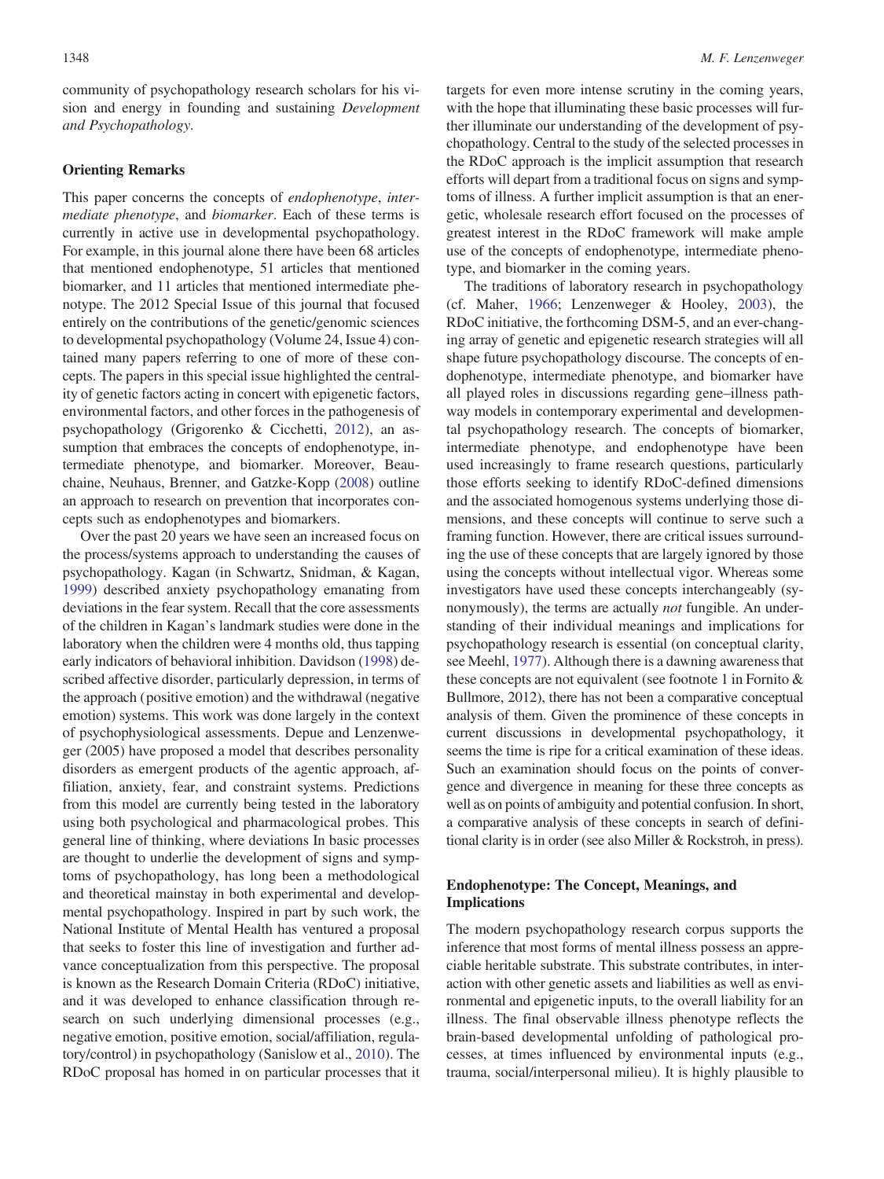community of psychopathology research scholars for his vision and energy in founding and sustaining *Development and Psychopathology*.

### Orienting Remarks

This paper concerns the concepts of *endophenotype*, *intermediate phenotype*, and *biomarker*. Each of these terms is currently in active use in developmental psychopathology. For example, in this journal alone there have been 68 articles that mentioned endophenotype, 51 articles that mentioned biomarker, and 11 articles that mentioned intermediate phenotype. The 2012 Special Issue of this journal that focused entirely on the contributions of the genetic/genomic sciences to developmental psychopathology (Volume 24, Issue 4) contained many papers referring to one or more of these concepts. The papers in this special issue highlighted the centrality of genetic factors acting in concert with epigenetic factors, environmental factors, and other forces in the pathogenesis of psychopathology (Grigorenko & Cicchetti, 2012), an assumption that embraces the concepts of endophenotype, intermediate phenotype, and biomarker. Moreover, Beauchaine, Neuhaus, Brenner, and Gatzke-Kopp (2008) outline an approach to research on prevention that incorporates concepts such as endophenotypes and biomarkers.

Over the past 20 years we have seen an increased focus on the process/systems approach to understanding the causes of psychopathology. Kagan (in Schwartz, Snidman, & Kagan, 1999) described anxiety psychopathology emanating from deviations in the fear system. Recall that the core assessments of the children in Kagan's landmark studies were done in the laboratory when the children were 4 months old, thus tapping early indicators of behavioral inhibition. Davidson (1998) described affective disorder, particularly depression, in terms of the approach (positive emotion) and the withdrawal (negative emotion) systems. This work was done largely in the context of psychophysiological assessments. Depue and Lenzenweger (2005) have proposed a model that describes personality disorders as emergent products of the agentic approach, affiliation, anxiety, fear, and constraint systems. Predictions from this model are currently being tested in the laboratory using both psychological and pharmacological probes. This general line of thinking, where deviations In basic processes are thought to underlie the development of signs and symptoms of psychopathology, has long been a methodological and theoretical mainstay in both experimental and developmental psychopathology. Inspired in part by such work, the National Institute of Mental Health has ventured a proposal that seeks to foster this line of investigation and further advance conceptualization from this perspective. The proposal is known as the Research Domain Criteria (RDoC) initiative, and it was developed to enhance classification through research on such underlying dimensional processes (e.g., negative emotion, positive emotion, social/affiliation, regulatory/control) in psychopathology (Sanislow et al., 2010). The RDoC proposal has homed in on particular processes that it targets for even more intense scrutiny in the coming years, with the hope that illuminating these basic processes will further illuminate our understanding of the development of psychopathology. Central to the study of the selected processes in the RDoC approach is the implicit assumption that research efforts will depart from a traditional focus on signs and symptoms of illness. A further implicit assumption is that an energetic, wholesale research effort focused on the processes of greatest interest in the RDoC framework will make ample use of the concepts of endophenotype, intermediate phenotype, and biomarker in the coming years.

The traditions of laboratory research in psychopathology (cf. Maher, 1966; Lenzenweger & Hooley, 2003), the RDoC initiative, the forthcoming DSM-5, and an ever-changing array of genetic and epigenetic research strategies will all shape future psychopathology discourse. The concepts of endophenotype, intermediate phenotype, and biomarker have all played roles in discussions regarding gene–illness pathway models in contemporary experimental and developmental psychopathology research. The concepts of biomarker, intermediate phenotype, and endophenotype have been used increasingly to frame research questions, particularly those efforts seeking to identify RDoC-defined dimensions and the associated homogenous systems underlying those dimensions, and these concepts will continue to serve such a framing function. However, there are critical issues surrounding the use of these concepts that are largely ignored by those using the concepts without intellectual vigor. Whereas some investigators have used these concepts interchangeably (synonymously), the terms are actually *not* fungible. An understanding of their individual meanings and implications for psychopathology research is essential (on conceptual clarity, see Meehl, 1977). Although there is a dawning awareness that these concepts are not equivalent (see footnote 1 in Fornito & Bullmore, 2012), there has not been a comparative conceptual analysis of them. Given the prominence of these concepts in current discussions in developmental psychopathology, it seems the time is ripe for a critical examination of these ideas. Such an examination should focus on the points of convergence and divergence in meaning for these three concepts as well as on points of ambiguity and potential confusion. In short, a comparative analysis of these concepts in search of definitional clarity is in order (see also Miller & Rockstroh, in press).

### Endophenotype: The Concept, Meanings, and Implications

The modern psychopathology research corpus supports the inference that most forms of mental illness possess an appreciable heritable substrate. This substrate contributes, in interaction with other genetic assets and liabilities as well as environmental and epigenetic inputs, to the overall liability for an illness. The final observable illness phenotype reflects the brain-based developmental unfolding of pathological processes, at times influenced by environmental inputs (e.g., trauma, social/interpersonal milieu). It is highly plausible to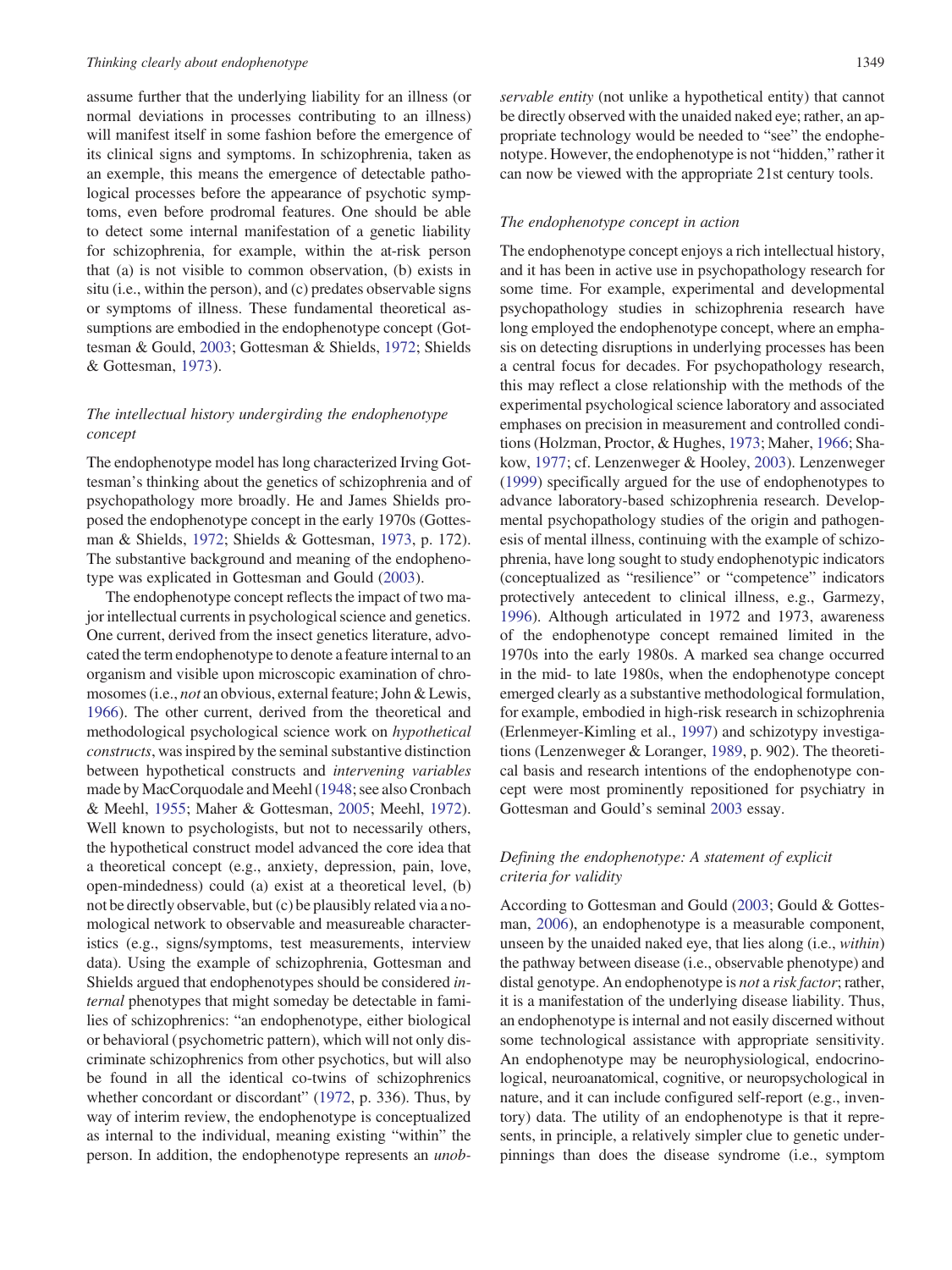assume further that the underlying liability for an illness (or normal deviations in processes contributing to an illness) will manifest itself in some fashion before the emergence of its clinical signs and symptoms. In schizophrenia, taken as an exemple, this means the emergence of detectable pathological processes before the appearance of psychotic symptoms, even before prodromal features. One should be able to detect some internal manifestation of a genetic liability for schizophrenia, for example, within the at-risk person that (a) is not visible to common observation, (b) exists in situ (i.e., within the person), and (c) predates observable signs or symptoms of illness. These fundamental theoretical assumptions are embodied in the endophenotype concept (Gottesman & Gould, 2003; Gottesman & Shields, 1972; Shields & Gottesman, 1973).

### *The intellectual history undergirding the endophenotype concept*

The endophenotype model has long characterized Irving Gottesman's thinking about the genetics of schizophrenia and of psychopathology more broadly. He and James Shields proposed the endophenotype concept in the early 1970s (Gottesman & Shields, 1972; Shields & Gottesman, 1973, p. 172). The substantive background and meaning of the endophenotype was explicated in Gottesman and Gould (2003).

The endophenotype concept reflects the impact of two major intellectual currents in psychological science and genetics. One current, derived from the insect genetics literature, advocated the term endophenotype to denote a feature internal to an organism and visible upon microscopic examination of chromosomes (i.e., *not* an obvious, external feature; John & Lewis, 1966). The other current, derived from the theoretical and methodological psychological science work on *hypothetical constructs*, was inspired by the seminal substantive distinction between hypothetical constructs and *intervening variables* made by MacCorquodale and Meehl (1948; see also Cronbach & Meehl, 1955; Maher & Gottesman, 2005; Meehl, 1972). Well known to psychologists, but not to necessarily others, the hypothetical construct model advanced the core idea that a theoretical concept (e.g., anxiety, depression, pain, love, open-mindedness) could (a) exist at a theoretical level, (b) not be directly observable, but (c) be plausibly related via a nomological network to observable and measureable characteristics (e.g., signs/symptoms, test measurements, interview data). Using the example of schizophrenia, Gottesman and Shields argued that endophenotypes should be considered *internal* phenotypes that might someday be detectable in families of schizophrenics: "an endophenotype, either biological or behavioral (psychometric pattern), which will not only discriminate schizophrenics from other psychotics, but will also be found in all the identical co-twins of schizophrenics whether concordant or discordant" (1972, p. 336). Thus, by way of interim review, the endophenotype is conceptualized as internal to the individual, meaning existing "within" the person. In addition, the endophenotype represents an *unobservable entity* (not unlike a hypothetical entity) that cannot be directly observed with the unaided naked eye; rather, an appropriate technology would be needed to "see" the endophenotype. However, the endophenotype is not "hidden," rather it can now be viewed with the appropriate 21st century tools.

### *The endophenotype concept in action*

The endophenotype concept enjoys a rich intellectual history, and it has been in active use in psychopathology research for some time. For example, experimental and developmental psychopathology studies in schizophrenia research have long employed the endophenotype concept, where an emphasis on detecting disruptions in underlying processes has been a central focus for decades. For psychopathology research, this may reflect a close relationship with the methods of the experimental psychological science laboratory and associated emphases on precision in measurement and controlled conditions (Holzman, Proctor, & Hughes, 1973; Maher, 1966; Shakow, 1977; cf. Lenzenweger & Hooley, 2003). Lenzenweger (1999) specifically argued for the use of endophenotypes to advance laboratory-based schizophrenia research. Developmental psychopathology studies of the origin and pathogenesis of mental illness, continuing with the example of schizophrenia, have long sought to study endophenotypic indicators (conceptualized as "resilience" or "competence" indicators protectively antecedent to clinical illness, e.g., Garmezy, 1996). Although articulated in 1972 and 1973, awareness of the endophenotype concept remained limited in the 1970s into the early 1980s. A marked sea change occurred in the mid- to late 1980s, when the endophenotype concept emerged clearly as a substantive methodological formulation, for example, embodied in high-risk research in schizophrenia (Erlenmeyer-Kimling et al., 1997) and schizotypy investigations (Lenzenweger & Loranger, 1989, p. 902). The theoretical basis and research intentions of the endophenotype concept were most prominently repositioned for psychiatry in Gottesman and Gould's seminal 2003 essay.

### *Defining the endophenotype: A statement of explicit criteria for validity*

According to Gottesman and Gould (2003; Gould & Gottesman, 2006), an endophenotype is a measurable component, unseen by the unaided naked eye, that lies along (i.e., *within*) the pathway between disease (i.e., observable phenotype) and distal genotype. An endophenotype is *not* a *risk factor*; rather, it is a manifestation of the underlying disease liability. Thus, an endophenotype is internal and not easily discerned without some technological assistance with appropriate sensitivity. An endophenotype may be neurophysiological, endocrinological, neuroanatomical, cognitive, or neuropsychological in nature, and it can include configured self-report (e.g., inventory) data. The utility of an endophenotype is that it represents, in principle, a relatively simpler clue to genetic underpinnings than does the disease syndrome (i.e., symptom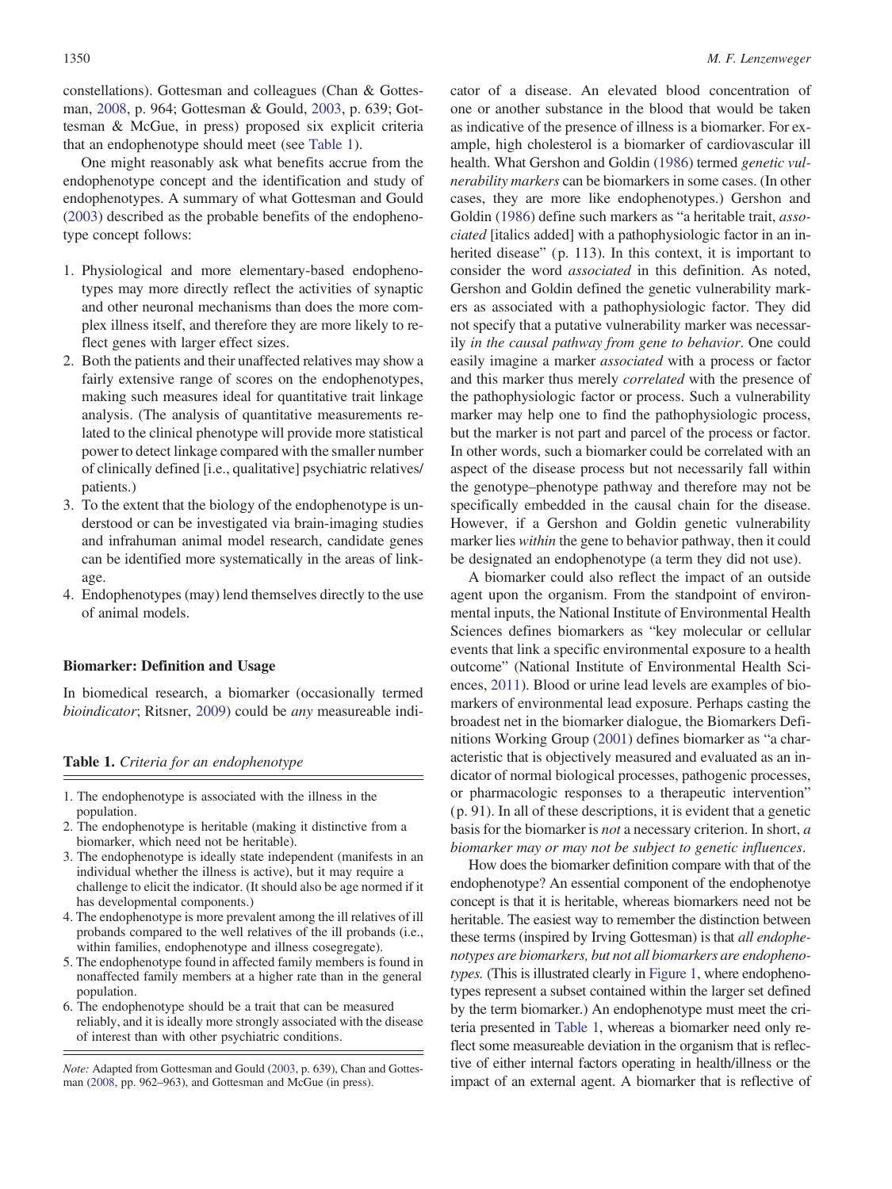constellations). Gottesman and colleagues (Chan & Gottesman, 2008, p. 964; Gottesman & Gould, 2003, p. 639; Gottesman & McGue, in press) proposed six explicit criteria that an endophenotype should meet (see Table 1).

One might reasonably ask what benefits accrue from the endophenotype concept and the identification and study of endophenotypes. A summary of what Gottesman and Gould (2003) described as the probable benefits of the endophenotype concept follows:

1. Physiological and more elementary-based endophenotypes may more directly reflect the activities of synaptic and other neuronal mechanisms than does the more complex illness itself, and therefore they are more likely to reflect genes with larger effect sizes.
2. Both the patients and their unaffected relatives may show a fairly extensive range of scores on the endophenotypes, making such measures ideal for quantitative trait linkage analysis. (The analysis of quantitative measurements related to the clinical phenotype will provide more statistical power to detect linkage compared with the smaller number of clinically defined [i.e., qualitative] psychiatric relatives/patients.)
3. To the extent that the biology of the endophenotype is understood or can be investigated via brain-imaging studies and infrahuman animal model research, candidate genes can be identified more systematically in the areas of linkage.
4. Endophenotypes (may) lend themselves directly to the use of animal models.

**Table 1.** *Criteria for an endophenotype*

1. The endophenotype is associated with the illness in the population.
2. The endophenotype is heritable (making it distinctive from a biomarker, which need not be heritable).
3. The endophenotype is ideally state independent (manifests in an individual whether the illness is active), but it may require a challenge to elicit the indicator. (It should also be age normed if it has developmental components.)
4. The endophenotype is more prevalent among the ill relatives of ill probands compared to the well relatives of the ill probands (i.e., within families, endophenotype and illness cosegregate).
5. The endophenotype found in affected family members is found in nonaffected family members at a higher rate than in the general population.
6. The endophenotype should be a trait that can be measured reliably, and it is ideally more strongly associated with the disease of interest than with other psychiatric conditions.

*Note:* Adapted from Gottesman and Gould (2003, p. 639), Chan and Gottesman (2008, pp. 962–963), and Gottesman and McGue (in press).

## Biomarker: Definition and Usage

In biomedical research, a biomarker (occasionally termed *bioindicator*; Ritsner, 2009) could be *any* measureable indicator of a disease. An elevated blood concentration of one or another substance in the blood that would be taken as indicative of the presence of illness is a biomarker. For example, high cholesterol is a biomarker of cardiovascular ill health. What Gershon and Goldin (1986) termed *genetic vulnerability markers* can be biomarkers in some cases. (In other cases, they are more like endophenotypes.) Gershon and Goldin (1986) define such markers as "a heritable trait, *associated* [italics added] with a pathophysiologic factor in an inherited disease" (p. 113). In this context, it is important to consider the word *associated* in this definition. As noted, Gershon and Goldin defined the genetic vulnerability markers as associated with a pathophysiologic factor. They did not specify that a putative vulnerability marker was necessarily *in the causal pathway from gene to behavior*. One could easily imagine a marker *associated* with a process or factor and this marker thus merely *correlated* with the presence of the pathophysiologic factor or process. Such a vulnerability marker may help one to find the pathophysiologic process, but the marker is not part and parcel of the process or factor. In other words, such a biomarker could be correlated with an aspect of the disease process but not necessarily fall within the genotype–phenotype pathway and therefore may not be specifically embedded in the causal chain for the disease. However, if a Gershon and Goldin genetic vulnerability marker lies *within* the gene to behavior pathway, then it could be designated an endophenotype (a term they did not use).

A biomarker could also reflect the impact of an outside agent upon the organism. From the standpoint of environmental inputs, the National Institute of Environmental Health Sciences defines biomarkers as "key molecular or cellular events that link a specific environmental exposure to a health outcome" (National Institute of Environmental Health Sciences, 2011). Blood or urine lead levels are examples of biomarkers of environmental lead exposure. Perhaps casting the broadest net in the biomarker dialogue, the Biomarkers Definitions Working Group (2001) defines biomarker as "a characteristic that is objectively measured and evaluated as an indicator of normal biological processes, pathogenic processes, or pharmacologic responses to a therapeutic intervention" (p. 91). In all of these descriptions, it is evident that a genetic basis for the biomarker is *not* a necessary criterion. In short, *a biomarker may or may not be subject to genetic influences*.

How does the biomarker definition compare with that of the endophenotype? An essential component of the endophenotype concept is that it is heritable, whereas biomarkers need not be heritable. The easiest way to remember the distinction between these terms (inspired by Irving Gottesman) is that *all endophenotypes are biomarkers, but not all biomarkers are endophenotypes.* (This is illustrated clearly in Figure 1, where endophenotypes represent a subset contained within the larger set defined by the term biomarker.) An endophenotype must meet the criteria presented in Table 1, whereas a biomarker need only reflect some measureable deviation in the organism that is reflective of either internal factors operating in health/illness or the impact of an external agent. A biomarker that is reflective of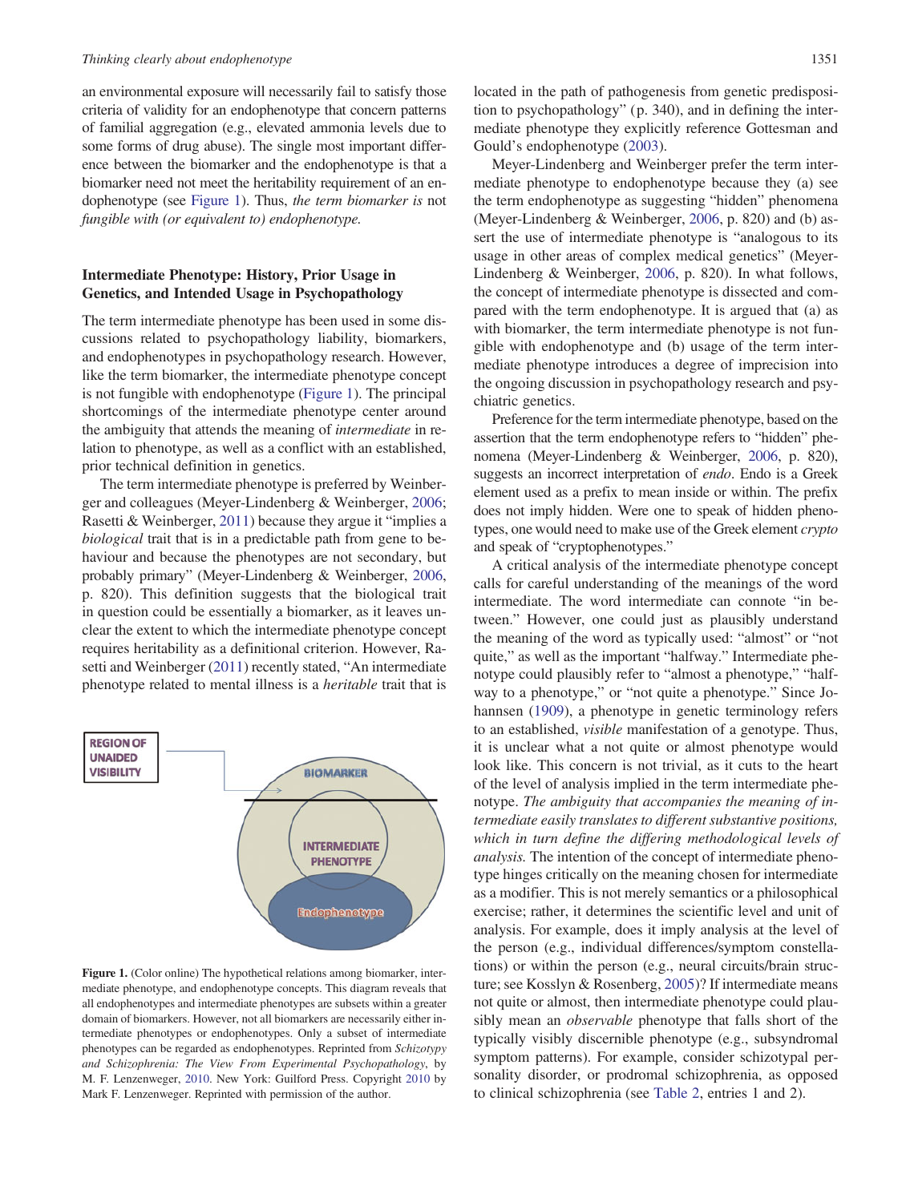an environmental exposure will necessarily fail to satisfy those criteria of validity for an endophenotype that concern patterns of familial aggregation (e.g., elevated ammonia levels due to some forms of drug abuse). The single most important difference between the biomarker and the endophenotype is that a biomarker need not meet the heritability requirement of an endophenotype (see Figure 1). Thus, *the term biomarker is not fungible with (or equivalent to) endophenotype.*

### Intermediate Phenotype: History, Prior Usage in Genetics, and Intended Usage in Psychopathology

The term intermediate phenotype has been used in some discussions related to psychopathology liability, biomarkers, and endophenotypes in psychopathology research. However, like the term biomarker, the intermediate phenotype concept is not fungible with endophenotype (Figure 1). The principal shortcomings of the intermediate phenotype center around the ambiguity that attends the meaning of *intermediate* in relation to phenotype, as well as a conflict with an established, prior technical definition in genetics.

The term intermediate phenotype is preferred by Weinberger and colleagues (Meyer-Lindenberg & Weinberger, 2006; Rasetti & Weinberger, 2011) because they argue it "implies a *biological* trait that is in a predictable path from gene to behaviour and because the phenotypes are not secondary, but probably primary" (Meyer-Lindenberg & Weinberger, 2006, p. 820). This definition suggests that the biological trait in question could be essentially a biomarker, as it leaves unclear the extent to which the intermediate phenotype concept requires heritability as a definitional criterion. However, Rasetti and Weinberger (2011) recently stated, "An intermediate phenotype related to mental illness is a *heritable* trait that is located in the path of pathogenesis from genetic predisposition to psychopathology" (p. 340), and in defining the intermediate phenotype they explicitly reference Gottesman and Gould's endophenotype (2003).

Meyer-Lindenberg and Weinberger prefer the term intermediate phenotype to endophenotype because they (a) see the term endophenotype as suggesting "hidden" phenomena (Meyer-Lindenberg & Weinberger, 2006, p. 820) and (b) assert the use of intermediate phenotype is "analogous to its usage in other areas of complex medical genetics" (Meyer-Lindenberg & Weinberger, 2006, p. 820). In what follows, the concept of intermediate phenotype is dissected and compared with the term endophenotype. It is argued that (a) as with biomarker, the term intermediate phenotype is not fungible with endophenotype and (b) usage of the term intermediate phenotype introduces a degree of imprecision into the ongoing discussion in psychopathology research and psychiatric genetics.

Preference for the term intermediate phenotype, based on the assertion that the term endophenotype refers to "hidden" phenomena (Meyer-Lindenberg & Weinberger, 2006, p. 820), suggests an incorrect interpretation of *endo*. Endo is a Greek element used as a prefix to mean inside or within. The prefix does not imply hidden. Were one to speak of hidden phenotypes, one would need to make use of the Greek element *crypto* and speak of "cryptophenotypes."

A critical analysis of the intermediate phenotype concept calls for careful understanding of the meanings of the word intermediate. The word intermediate can connote "in between." However, one could just as plausibly understand the meaning of the word as typically used: "almost" or "not quite," as well as the important "halfway." Intermediate phenotype could plausibly refer to "almost a phenotype," "halfway to a phenotype," or "not quite a phenotype." Since Johannsen (1909), a phenotype in genetic terminology refers to an established, *visible* manifestation of a genotype. Thus, it is unclear what a not quite or almost phenotype would look like. This concern is not trivial, as it cuts to the heart of the level of analysis implied in the term intermediate phenotype. *The ambiguity that accompanies the meaning of intermediate easily translates to different substantive positions, which in turn define the differing methodological levels of analysis.* The intention of the concept of intermediate phenotype hinges critically on the meaning chosen for intermediate as a modifier. This is not merely semantics or a philosophical exercise; rather, it determines the scientific level and unit of analysis. For example, does it imply analysis at the level of the person (e.g., individual differences/symptom constellations) or within the person (e.g., neural circuits/brain structure; see Kosslyn & Rosenberg, 2005)? If intermediate means not quite or almost, then intermediate phenotype could plausibly mean an *observable* phenotype that falls short of the typically visibly discernible phenotype (e.g., subsyndromal symptom patterns). For example, consider schizotypal personality disorder, or prodromal schizophrenia, as opposed to clinical schizophrenia (see Table 2, entries 1 and 2).

**Figure 1.** (Color online) The hypothetical relations among biomarker, intermediate phenotype, and endophenotype concepts. This diagram reveals that all endophenotypes and intermediate phenotypes are subsets within a greater domain of biomarkers. However, not all biomarkers are necessarily either intermediate phenotypes or endophenotypes. Only a subset of intermediate phenotypes can be regarded as endophenotypes. Reprinted from *Schizotypy and Schizophrenia: The View From Experimental Psychopathology*, by M. F. Lenzenweger, 2010. New York: Guilford Press. Copyright 2010 by Mark F. Lenzenweger. Reprinted with permission of the author.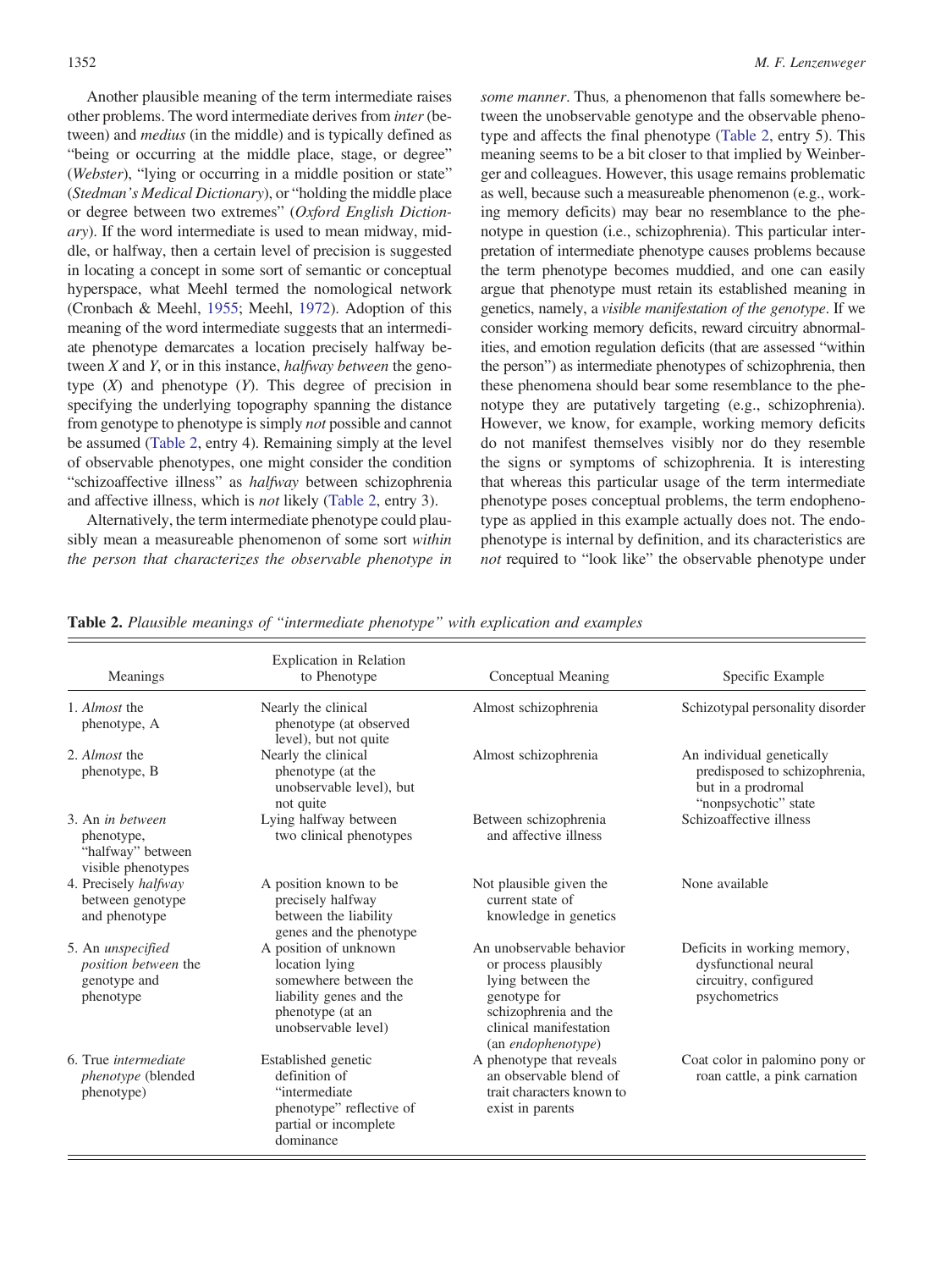Another plausible meaning of the term intermediate raises other problems. The word intermediate derives from *inter* (between) and *medius* (in the middle) and is typically defined as "being or occurring at the middle place, stage, or degree" (*Webster*), "lying or occurring in a middle position or state" (*Stedman's Medical Dictionary*), or "holding the middle place or degree between two extremes" (*Oxford English Dictionary*). If the word intermediate is used to mean midway, middle, or halfway, then a certain level of precision is suggested in locating a concept in some sort of semantic or conceptual hyperspace, what Meehl termed the nomological network (Cronbach & Meehl, 1955; Meehl, 1972). Adoption of this meaning of the word intermediate suggests that an intermediate phenotype demarcates a location precisely halfway between *X* and *Y*, or in this instance, *halfway between* the genotype (*X*) and phenotype (*Y*). This degree of precision in specifying the underlying topography spanning the distance from genotype to phenotype is simply *not* possible and cannot be assumed (Table 2, entry 4). Remaining simply at the level of observable phenotypes, one might consider the condition "schizoaffective illness" as *halfway* between schizophrenia and affective illness, which is *not* likely (Table 2, entry 3).

Alternatively, the term intermediate phenotype could plausibly mean a measureable phenomenon of some sort *within the person that characterizes the observable phenotype in some manner*. Thus, a phenomenon that falls somewhere between the unobservable genotype and the observable phenotype and affects the final phenotype (Table 2, entry 5). This meaning seems to be a bit closer to that implied by Weinberger and colleagues. However, this usage remains problematic as well, because such a measureable phenomenon (e.g., working memory deficits) may bear no resemblance to the phenotype in question (i.e., schizophrenia). This particular interpretation of intermediate phenotype causes problems because the term phenotype becomes muddied, and one can easily argue that phenotype must retain its established meaning in genetics, namely, a *visible manifestation of the genotype*. If we consider working memory deficits, reward circuitry abnormalities, and emotion regulation deficits (that are assessed "within the person") as intermediate phenotypes of schizophrenia, then these phenomena should bear some resemblance to the phenotype they are putatively targeting (e.g., schizophrenia). However, we know, for example, working memory deficits do not manifest themselves visibly nor do they resemble the signs or symptoms of schizophrenia. It is interesting that whereas this particular usage of the term intermediate phenotype poses conceptual problems, the term endophenotype as applied in this example actually does not. The endophenotype is internal by definition, and its characteristics are *not* required to "look like" the observable phenotype under

**Table 2.** *Plausible meanings of "intermediate phenotype" with explication and examples*

| Meanings | Explication in Relation to Phenotype | Conceptual Meaning | Specific Example |
|---|---|---|---|
| 1. *Almost* the phenotype, A | Nearly the clinical phenotype (at observed level), but not quite | Almost schizophrenia | Schizotypal personality disorder |
| 2. *Almost* the phenotype, B | Nearly the clinical phenotype (at the unobservable level), but not quite | Almost schizophrenia | An individual genetically predisposed to schizophrenia, but in a prodromal "nonpsychotic" state |
| 3. An *in between* phenotype, "halfway" between visible phenotypes | Lying halfway between two clinical phenotypes | Between schizophrenia and affective illness | Schizoaffective illness |
| 4. Precisely *halfway* between genotype and phenotype | A position known to be precisely halfway between the liability genes and the phenotype | Not plausible given the current state of knowledge in genetics | None available |
| 5. An *unspecified position between* the genotype and phenotype | A position of unknown location lying somewhere between the liability genes and the phenotype (at an unobservable level) | An unobservable behavior or process plausibly lying between the genotype for schizophrenia and the clinical manifestation (an *endophenotype*) | Deficits in working memory, dysfunctional neural circuitry, configured psychometrics |
| 6. True *intermediate phenotype* (blended phenotype) | Established genetic definition of "intermediate phenotype" reflective of partial or incomplete dominance | A phenotype that reveals an observable blend of trait characters known to exist in parents | Coat color in palomino pony or roan cattle, a pink carnation |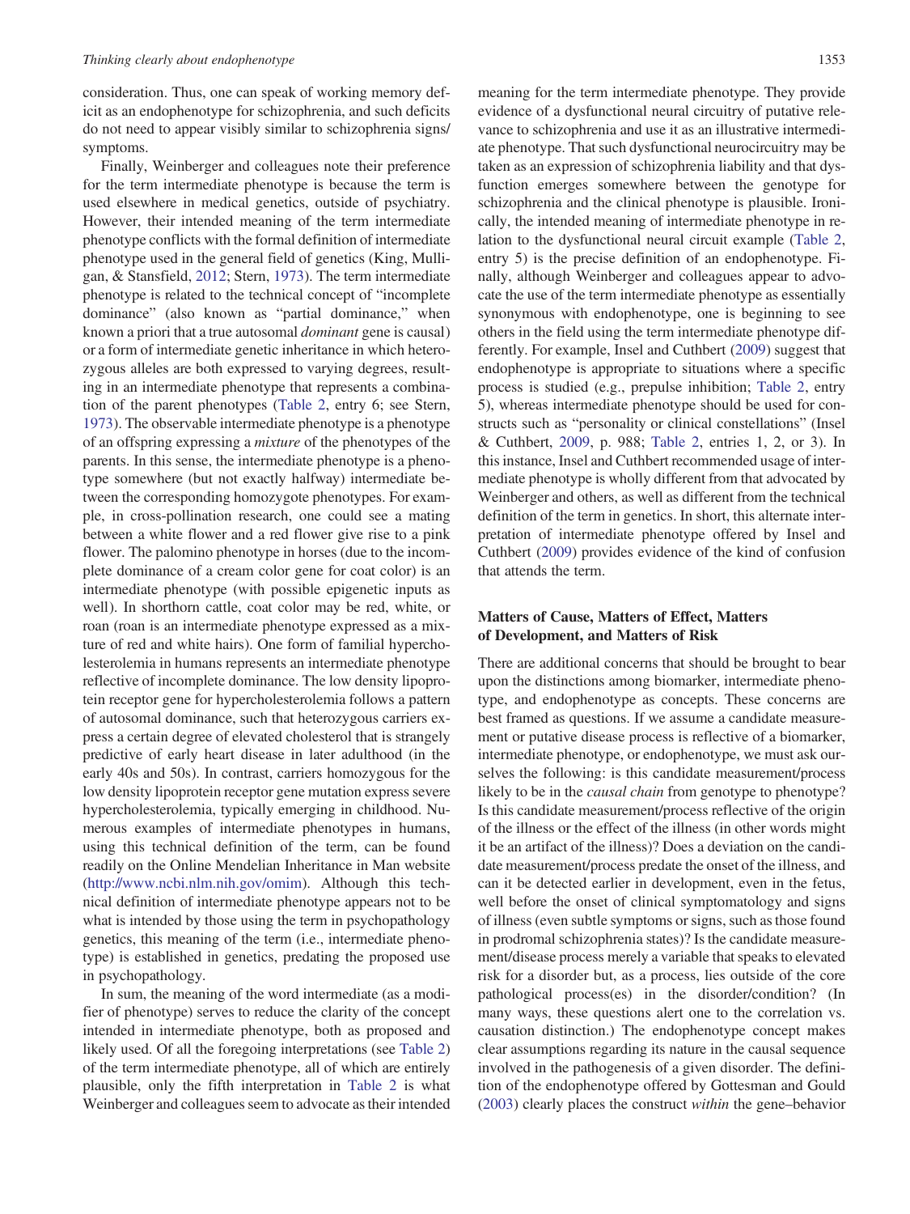consideration. Thus, one can speak of working memory deficit as an endophenotype for schizophrenia, and such deficits do not need to appear visibly similar to schizophrenia signs/symptoms.

Finally, Weinberger and colleagues note their preference for the term intermediate phenotype is because the term is used elsewhere in medical genetics, outside of psychiatry. However, their intended meaning of the term intermediate phenotype conflicts with the formal definition of intermediate phenotype used in the general field of genetics (King, Mulligan, & Stansfield, 2012; Stern, 1973). The term intermediate phenotype is related to the technical concept of "incomplete dominance" (also known as "partial dominance," when known a priori that a true autosomal *dominant* gene is causal) or a form of intermediate genetic inheritance in which heterozygous alleles are both expressed to varying degrees, resulting in an intermediate phenotype that represents a combination of the parent phenotypes (Table 2, entry 6; see Stern, 1973). The observable intermediate phenotype is a phenotype of an offspring expressing a *mixture* of the phenotypes of the parents. In this sense, the intermediate phenotype is a phenotype somewhere (but not exactly halfway) intermediate between the corresponding homozygote phenotypes. For example, in cross-pollination research, one could see a mating between a white flower and a red flower give rise to a pink flower. The palomino phenotype in horses (due to the incomplete dominance of a cream color gene for coat color) is an intermediate phenotype (with possible epigenetic inputs as well). In shorthorn cattle, coat color may be red, white, or roan (roan is an intermediate phenotype expressed as a mixture of red and white hairs). One form of familial hypercholesterolemia in humans represents an intermediate phenotype reflective of incomplete dominance. The low density lipoprotein receptor gene for hypercholesterolemia follows a pattern of autosomal dominance, such that heterozygous carriers express a certain degree of elevated cholesterol that is strangely predictive of early heart disease in later adulthood (in the early 40s and 50s). In contrast, carriers homozygous for the low density lipoprotein receptor gene mutation express severe hypercholesterolemia, typically emerging in childhood. Numerous examples of intermediate phenotypes in humans, using this technical definition of the term, can be found readily on the Online Mendelian Inheritance in Man website (http://www.ncbi.nlm.nih.gov/omim). Although this technical definition of intermediate phenotype appears not to be what is intended by those using the term in psychopathology genetics, this meaning of the term (i.e., intermediate phenotype) is established in genetics, predating the proposed use in psychopathology.

In sum, the meaning of the word intermediate (as a modifier of phenotype) serves to reduce the clarity of the concept intended in intermediate phenotype, both as proposed and likely used. Of all the foregoing interpretations (see Table 2) of the term intermediate phenotype, all of which are entirely plausible, only the fifth interpretation in Table 2 is what Weinberger and colleagues seem to advocate as their intended meaning for the term intermediate phenotype. They provide evidence of a dysfunctional neural circuitry of putative relevance to schizophrenia and use it as an illustrative intermediate phenotype. That such dysfunctional neurocircuitry may be taken as an expression of schizophrenia liability and that dysfunction emerges somewhere between the genotype for schizophrenia and the clinical phenotype is plausible. Ironically, the intended meaning of intermediate phenotype in relation to the dysfunctional neural circuit example (Table 2, entry 5) is the precise definition of an endophenotype. Finally, although Weinberger and colleagues appear to advocate the use of the term intermediate phenotype as essentially synonymous with endophenotype, one is beginning to see others in the field using the term intermediate phenotype differently. For example, Insel and Cuthbert (2009) suggest that endophenotype is appropriate to situations where a specific process is studied (e.g., prepulse inhibition; Table 2, entry 5), whereas intermediate phenotype should be used for constructs such as "personality or clinical constellations" (Insel & Cuthbert, 2009, p. 988; Table 2, entries 1, 2, or 3). In this instance, Insel and Cuthbert recommended usage of intermediate phenotype is wholly different from that advocated by Weinberger and others, as well as different from the technical definition of the term in genetics. In short, this alternate interpretation of intermediate phenotype offered by Insel and Cuthbert (2009) provides evidence of the kind of confusion that attends the term.

## Matters of Cause, Matters of Effect, Matters of Development, and Matters of Risk

There are additional concerns that should be brought to bear upon the distinctions among biomarker, intermediate phenotype, and endophenotype as concepts. These concerns are best framed as questions. If we assume a candidate measurement or putative disease process is reflective of a biomarker, intermediate phenotype, or endophenotype, we must ask ourselves the following: is this candidate measurement/process likely to be in the *causal chain* from genotype to phenotype? Is this candidate measurement/process reflective of the origin of the illness or the effect of the illness (in other words might it be an artifact of the illness)? Does a deviation on the candidate measurement/process predate the onset of the illness, and can it be detected earlier in development, even in the fetus, well before the onset of clinical symptomatology and signs of illness (even subtle symptoms or signs, such as those found in prodromal schizophrenia states)? Is the candidate measurement/disease process merely a variable that speaks to elevated risk for a disorder but, as a process, lies outside of the core pathological process(es) in the disorder/condition? (In many ways, these questions alert one to the correlation vs. causation distinction.) The endophenotype concept makes clear assumptions regarding its nature in the causal sequence involved in the pathogenesis of a given disorder. The definition of the endophenotype offered by Gottesman and Gould (2003) clearly places the construct *within* the gene–behavior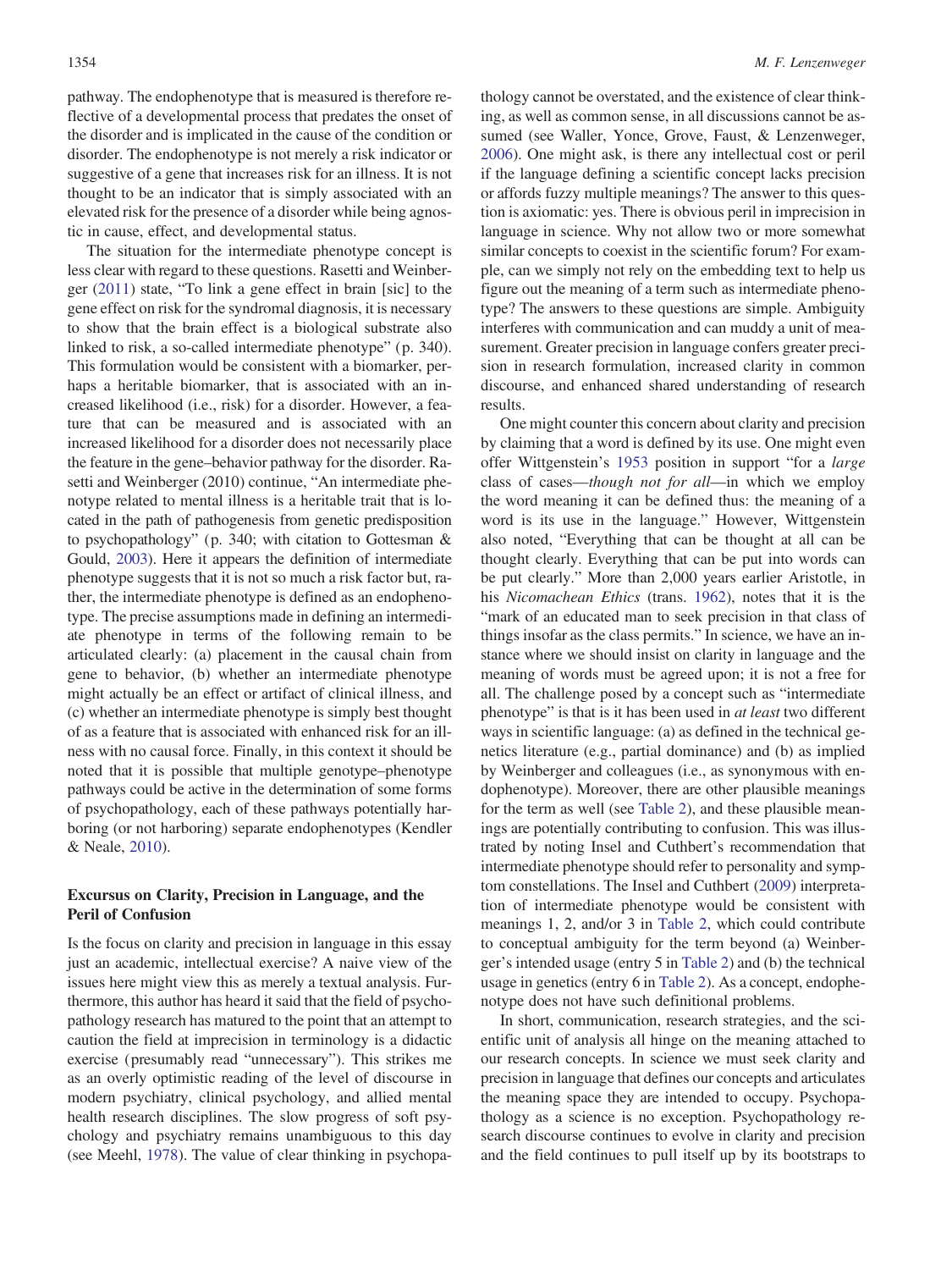pathway. The endophenotype that is measured is therefore reflective of a developmental process that predates the onset of the disorder and is implicated in the cause of the condition or disorder. The endophenotype is not merely a risk indicator or suggestive of a gene that increases risk for an illness. It is not thought to be an indicator that is simply associated with an elevated risk for the presence of a disorder while being agnostic in cause, effect, and developmental status.

The situation for the intermediate phenotype concept is less clear with regard to these questions. Rasetti and Weinberger (2011) state, "To link a gene effect in brain [sic] to the gene effect on risk for the syndromal diagnosis, it is necessary to show that the brain effect is a biological substrate also linked to risk, a so-called intermediate phenotype" (p. 340). This formulation would be consistent with a biomarker, perhaps a heritable biomarker, that is associated with an increased likelihood (i.e., risk) for a disorder. However, a feature that can be measured and is associated with an increased likelihood for a disorder does not necessarily place the feature in the gene–behavior pathway for the disorder. Rasetti and Weinberger (2010) continue, "An intermediate phenotype related to mental illness is a heritable trait that is located in the path of pathogenesis from genetic predisposition to psychopathology" (p. 340; with citation to Gottesman & Gould, 2003). Here it appears the definition of intermediate phenotype suggests that it is not so much a risk factor but, rather, the intermediate phenotype is defined as an endophenotype. The precise assumptions made in defining an intermediate phenotype in terms of the following remain to be articulated clearly: (a) placement in the causal chain from gene to behavior, (b) whether an intermediate phenotype might actually be an effect or artifact of clinical illness, and (c) whether an intermediate phenotype is simply best thought of as a feature that is associated with enhanced risk for an illness with no causal force. Finally, in this context it should be noted that it is possible that multiple genotype–phenotype pathways could be active in the determination of some forms of psychopathology, each of these pathways potentially harboring (or not harboring) separate endophenotypes (Kendler & Neale, 2010).

## Excursus on Clarity, Precision in Language, and the Peril of Confusion

Is the focus on clarity and precision in language in this essay just an academic, intellectual exercise? A naive view of the issues here might view this as merely a textual analysis. Furthermore, this author has heard it said that the field of psychopathology research has matured to the point that an attempt to caution the field at imprecision in terminology is a didactic exercise (presumably read "unnecessary"). This strikes me as an overly optimistic reading of the level of discourse in modern psychiatry, clinical psychology, and allied mental health research disciplines. The slow progress of soft psychology and psychiatry remains unambiguous to this day (see Meehl, 1978). The value of clear thinking in psychopathology cannot be overstated, and the existence of clear thinking, as well as common sense, in all discussions cannot be assumed (see Waller, Yonce, Grove, Faust, & Lenzenweger, 2006). One might ask, is there any intellectual cost or peril if the language defining a scientific concept lacks precision or affords fuzzy multiple meanings? The answer to this question is axiomatic: yes. There is obvious peril in imprecision in language in science. Why not allow two or more somewhat similar concepts to coexist in the scientific forum? For example, can we simply not rely on the embedding text to help us figure out the meaning of a term such as intermediate phenotype? The answers to these questions are simple. Ambiguity interferes with communication and can muddy a unit of measurement. Greater precision in language confers greater precision in research formulation, increased clarity in common discourse, and enhanced shared understanding of research results.

One might counter this concern about clarity and precision by claiming that a word is defined by its use. One might even offer Wittgenstein's 1953 position in support "for a *large* class of cases—*though not for all*—in which we employ the word meaning it can be defined thus: the meaning of a word is its use in the language." However, Wittgenstein also noted, "Everything that can be thought at all can be thought clearly. Everything that can be put into words can be put clearly." More than 2,000 years earlier Aristotle, in his *Nicomachean Ethics* (trans. 1962), notes that it is the "mark of an educated man to seek precision in that class of things insofar as the class permits." In science, we have an instance where we should insist on clarity in language and the meaning of words must be agreed upon; it is not a free for all. The challenge posed by a concept such as "intermediate phenotype" is that is it has been used in *at least* two different ways in scientific language: (a) as defined in the technical genetics literature (e.g., partial dominance) and (b) as implied by Weinberger and colleagues (i.e., as synonymous with endophenotype). Moreover, there are other plausible meanings for the term as well (see Table 2), and these plausible meanings are potentially contributing to confusion. This was illustrated by noting Insel and Cuthbert's recommendation that intermediate phenotype should refer to personality and symptom constellations. The Insel and Cuthbert (2009) interpretation of intermediate phenotype would be consistent with meanings 1, 2, and/or 3 in Table 2, which could contribute to conceptual ambiguity for the term beyond (a) Weinberger's intended usage (entry 5 in Table 2) and (b) the technical usage in genetics (entry 6 in Table 2). As a concept, endophenotype does not have such definitional problems.

In short, communication, research strategies, and the scientific unit of analysis all hinge on the meaning attached to our research concepts. In science we must seek clarity and precision in language that defines our concepts and articulates the meaning space they are intended to occupy. Psychopathology as a science is no exception. Psychopathology research discourse continues to evolve in clarity and precision and the field continues to pull itself up by its bootstraps to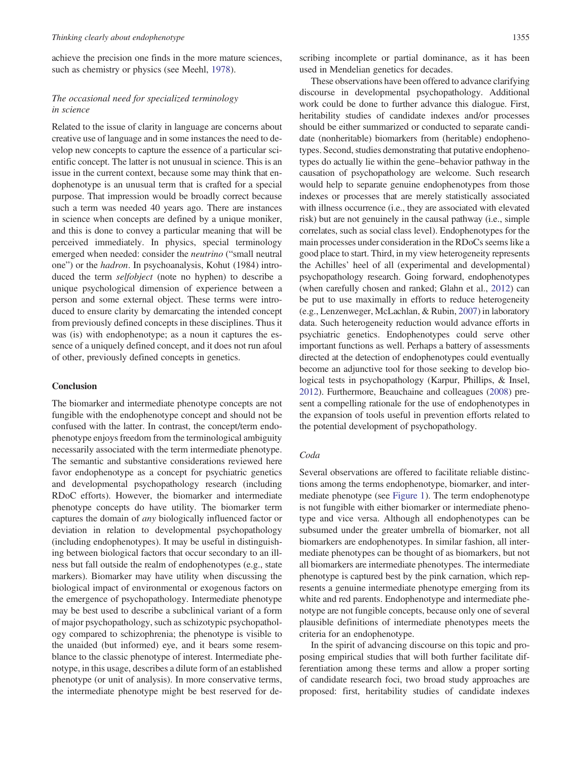achieve the precision one finds in the more mature sciences, such as chemistry or physics (see Meehl, 1978).

### *The occasional need for specialized terminology in science*

Related to the issue of clarity in language are concerns about creative use of language and in some instances the need to develop new concepts to capture the essence of a particular scientific concept. The latter is not unusual in science. This is an issue in the current context, because some may think that endophenotype is an unusual term that is crafted for a special purpose. That impression would be broadly correct because such a term was needed 40 years ago. There are instances in science when concepts are defined by a unique moniker, and this is done to convey a particular meaning that will be perceived immediately. In physics, special terminology emerged when needed: consider the *neutrino* ("small neutral one") or the *hadron*. In psychoanalysis, Kohut (1984) introduced the term *selfobject* (note no hyphen) to describe a unique psychological dimension of experience between a person and some external object. These terms were introduced to ensure clarity by demarcating the intended concept from previously defined concepts in these disciplines. Thus it was (is) with endophenotype; as a noun it captures the essence of a uniquely defined concept, and it does not run afoul of other, previously defined concepts in genetics.

## Conclusion

The biomarker and intermediate phenotype concepts are not fungible with the endophenotype concept and should not be confused with the latter. In contrast, the concept/term endophenotype enjoys freedom from the terminological ambiguity necessarily associated with the term intermediate phenotype. The semantic and substantive considerations reviewed here favor endophenotype as a concept for psychiatric genetics and developmental psychopathology research (including RDoC efforts). However, the biomarker and intermediate phenotype concepts do have utility. The biomarker term captures the domain of *any* biologically influenced factor or deviation in relation to developmental psychopathology (including endophenotypes). It may be useful in distinguishing between biological factors that occur secondary to an illness but fall outside the realm of endophenotypes (e.g., state markers). Biomarker may have utility when discussing the biological impact of environmental or exogenous factors on the emergence of psychopathology. Intermediate phenotype may be best used to describe a subclinical variant of a form of major psychopathology, such as schizotypic psychopathology compared to schizophrenia; the phenotype is visible to the unaided (but informed) eye, and it bears some resemblance to the classic phenotype of interest. Intermediate phenotype, in this usage, describes a dilute form of an established phenotype (or unit of analysis). In more conservative terms, the intermediate phenotype might be best reserved for describing incomplete or partial dominance, as it has been used in Mendelian genetics for decades.

These observations have been offered to advance clarifying discourse in developmental psychopathology. Additional work could be done to further advance this dialogue. First, heritability studies of candidate indexes and/or processes should be either summarized or conducted to separate candidate (nonheritable) biomarkers from (heritable) endophenotypes. Second, studies demonstrating that putative endophenotypes do actually lie within the gene–behavior pathway in the causation of psychopathology are welcome. Such research would help to separate genuine endophenotypes from those indexes or processes that are merely statistically associated with illness occurrence (i.e., they are associated with elevated risk) but are not genuinely in the causal pathway (i.e., simple correlates, such as social class level). Endophenotypes for the main processes under consideration in the RDoCs seems like a good place to start. Third, in my view heterogeneity represents the Achilles' heel of all (experimental and developmental) psychopathology research. Going forward, endophenotypes (when carefully chosen and ranked; Glahn et al., 2012) can be put to use maximally in efforts to reduce heterogeneity (e.g., Lenzenweger, McLachlan, & Rubin, 2007) in laboratory data. Such heterogeneity reduction would advance efforts in psychiatric genetics. Endophenotypes could serve other important functions as well. Perhaps a battery of assessments directed at the detection of endophenotypes could eventually become an adjunctive tool for those seeking to develop biological tests in psychopathology (Karpur, Phillips, & Insel, 2012). Furthermore, Beauchaine and colleagues (2008) present a compelling rationale for the use of endophenotypes in the expansion of tools useful in prevention efforts related to the potential development of psychopathology.

### *Coda*

Several observations are offered to facilitate reliable distinctions among the terms endophenotype, biomarker, and intermediate phenotype (see Figure 1). The term endophenotype is not fungible with either biomarker or intermediate phenotype and vice versa. Although all endophenotypes can be subsumed under the greater umbrella of biomarker, not all biomarkers are endophenotypes. In similar fashion, all intermediate phenotypes can be thought of as biomarkers, but not all biomarkers are intermediate phenotypes. The intermediate phenotype is captured best by the pink carnation, which represents a genuine intermediate phenotype emerging from its white and red parents. Endophenotype and intermediate phenotype are not fungible concepts, because only one of several plausible definitions of intermediate phenotypes meets the criteria for an endophenotype.

In the spirit of advancing discourse on this topic and proposing empirical studies that will both further facilitate differentiation among these terms and allow a proper sorting of candidate research foci, two broad study approaches are proposed: first, heritability studies of candidate indexes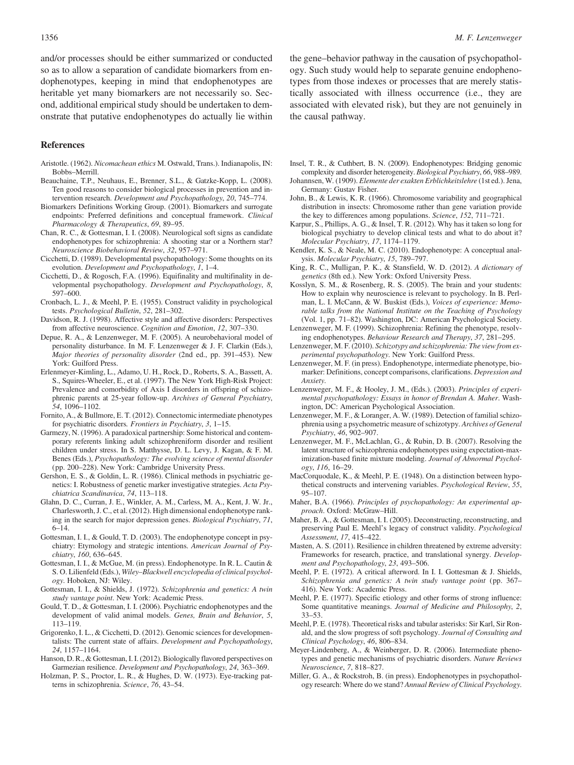and/or processes should be either summarized or conducted so as to allow a separation of candidate biomarkers from endophenotypes, keeping in mind that endophenotypes are heritable yet many biomarkers are not necessarily so. Second, additional empirical study should be undertaken to demonstrate that putative endophenotypes do actually lie within the gene–behavior pathway in the causation of psychopathology. Such study would help to separate genuine endophenotypes from those indexes or processes that are merely statistically associated with illness occurrence (i.e., they are associated with elevated risk), but they are not genuinely in the causal pathway.

## References

Aristotle. (1962). *Nicomachean ethics* M. Ostwald, Trans.). Indianapolis, IN: Bobbs–Merrill.

Beauchaine, T.P., Neuhaus, E., Brenner, S.L., & Gatzke-Kopp, L. (2008). Ten good reasons to consider biological processes in prevention and intervention research. *Development and Psychopathology*, *20*, 745–774.

Biomarkers Definitions Working Group. (2001). Biomarkers and surrogate endpoints: Preferred definitions and conceptual framework. *Clinical Pharmacology & Therapeutics*, *69*, 89–95.

Chan, R. C., & Gottesman, I. I. (2008). Neurological soft signs as candidate endophenotypes for schizophrenia: A shooting star or a Northern star? *Neuroscience Biobehavioral Review*, *32*, 957–971.

Cicchetti, D. (1989). Developmental psychopathology: Some thoughts on its evolution. *Development and Psychopathology*, *1*, 1–4.

Cicchetti, D., & Rogosch, F.A. (1996). Equifinality and multifinality in developmental psychopathology. *Development and Psychopathology*, *8*, 597–600.

Cronbach, L. J., & Meehl, P. E. (1955). Construct validity in psychological tests. *Psychological Bulletin*, *52*, 281–302.

Davidson, R. J. (1998). Affective style and affective disorders: Perspectives from affective neuroscience. *Cognition and Emotion*, *12*, 307–330.

Depue, R. A., & Lenzenweger, M. F. (2005). A neurobehavioral model of personality disturbance. In M. F. Lenzenweger & J. F. Clarkin (Eds.), *Major theories of personality disorder* (2nd ed., pp. 391–453). New York: Guilford Press.

Erlenmeyer-Kimling, L., Adamo, U. H., Rock, D., Roberts, S. A., Bassett, A. S., Squires-Wheeler, E., et al. (1997). The New York High-Risk Project: Prevalence and comorbidity of Axis I disorders in offspring of schizophrenic parents at 25-year follow-up. *Archives of General Psychiatry*, *54*, 1096–1102.

Fornito, A., & Bullmore, E. T. (2012). Connectomic intermediate phenotypes for psychiatric disorders. *Frontiers in Psychiatry*, *3*, 1–15.

Garmezy, N. (1996). A paradoxical partnership: Some historical and contemporary referents linking adult schizophreniform disorder and resilient children under stress. In S. Matthysse, D. L. Levy, J. Kagan, & F. M. Benes (Eds.), *Psychopathology: The evolving science of mental disorder* (pp. 200–228). New York: Cambridge University Press.

Gershon, E. S., & Goldin, L. R. (1986). Clinical methods in psychiatric genetics: I. Robustness of genetic marker investigative strategies. *Acta Psychiatrica Scandinavica*, *74*, 113–118.

Glahn, D. C., Curran, J. E., Winkler, A. M., Carless, M. A., Kent, J. W. Jr., Charlesworth, J. C., et al. (2012). High dimensional endophenotype ranking in the search for major depression genes. *Biological Psychiatry*, *71*, 6–14.

Gottesman, I. I., & Gould, T. D. (2003). The endophenotype concept in psychiatry: Etymology and strategic intentions. *American Journal of Psychiatry*, *160*, 636–645.

Gottesman, I. I., & McGue, M. (in press). Endophenotype. In R. L. Cautin & S. O. Lilienfeld (Eds.), *Wiley–Blackwell encyclopedia of clinical psychology*. Hoboken, NJ: Wiley.

Gottesman, I. I., & Shields, J. (1972). *Schizophrenia and genetics: A twin study vantage point*. New York: Academic Press.

Gould, T. D., & Gottesman, I. I. (2006). Psychiatric endophenotypes and the development of valid animal models. *Genes, Brain and Behavior*, *5*, 113–119.

Grigorenko, I. L., & Cicchetti, D. (2012). Genomic sciences for developmentalists: The current state of affairs. *Development and Psychopathology*, *24*, 1157–1164.

Hanson, D. R., & Gottesman, I. I. (2012). Biologically flavored perspectives on Garmezian resilience. *Development and Psychopathology*, *24*, 363–369.

Holzman, P. S., Proctor, L. R., & Hughes, D. W. (1973). Eye-tracking patterns in schizophrenia. *Science*, *76*, 43–54.

Insel, T. R., & Cuthbert, B. N. (2009). Endophenotypes: Bridging genomic complexity and disorder heterogeneity. *Biological Psychiatry*, *66*, 988–989.

Johannsen, W. (1909). *Elemente der exakten Erblichkeitslehre* (1st ed.). Jena, Germany: Gustav Fisher.

John, B., & Lewis, K. R. (1966). Chromosome variability and geographical distribution in insects: Chromosome rather than gene variation provide the key to differences among populations. *Science*, *152*, 711–721.

Karpur, S., Phillips, A. G., & Insel, T. R. (2012). Why has it taken so long for biological psychiatry to develop clinical tests and what to do about it? *Molecular Psychiatry*, *17*, 1174–1179.

Kendler, K. S., & Neale, M. C. (2010). Endophenotype: A conceptual analysis. *Molecular Psychiatry*, *15*, 789–797.

King, R. C., Mulligan, P. K., & Stansfield, W. D. (2012). *A dictionary of genetics* (8th ed.). New York: Oxford University Press.

Kosslyn, S. M., & Rosenberg, R. S. (2005). The brain and your students: How to explain why neuroscience is relevant to psychology. In B. Perlman, L. I. McCann, & W. Buskist (Eds.), *Voices of experience: Memorable talks from the National Institute on the Teaching of Psychology* (Vol. 1, pp. 71–82). Washington, DC: American Psychological Society.

Lenzenweger, M. F. (1999). Schizophrenia: Refining the phenotype, resolving endophenotypes. *Behaviour Research and Therapy*, *37*, 281–295.

Lenzenweger, M. F. (2010). *Schizotypy and schizophrenia: The view from experimental psychopathology*. New York: Guilford Press.

Lenzenweger, M. F. (in press). Endophenotype, intermediate phenotype, biomarker: Definitions, concept comparisons, clarifications. *Depression and Anxiety*.

Lenzenweger, M. F., & Hooley, J. M., (Eds.). (2003). *Principles of experimental psychopathology: Essays in honor of Brendan A. Maher*. Washington, DC: American Psychological Association.

Lenzenweger, M. F., & Loranger, A. W. (1989). Detection of familial schizophrenia using a psychometric measure of schizotypy. *Archives of General Psychiatry*, *46*, 902–907.

Lenzenweger, M. F., McLachlan, G., & Rubin, D. B. (2007). Resolving the latent structure of schizophrenia endophenotypes using expectation-maximization-based finite mixture modeling. *Journal of Abnormal Psychology*, *116*, 16–29.

MacCorquodale, K., & Meehl, P. E. (1948). On a distinction between hypothetical constructs and intervening variables. *Psychological Review*, *55*, 95–107.

Maher, B.A. (1966). *Principles of psychopathology: An experimental approach*. Oxford: McGraw–Hill.

Maher, B. A., & Gottesman, I. I. (2005). Deconstructing, reconstructing, and preserving Paul E. Meehl's legacy of construct validity. *Psychological Assessment*, *17*, 415–422.

Masten, A. S. (2011). Resilience in children threatened by extreme adversity: Frameworks for research, practice, and translational synergy. *Development and Psychopathology*, *23*, 493–506.

Meehl, P. E. (1972). A critical afterword. In I. I. Gottesman & J. Shields, *Schizophrenia and genetics: A twin study vantage point* (pp. 367–416). New York: Academic Press.

Meehl, P. E. (1977). Specific etiology and other forms of strong influence: Some quantitative meanings. *Journal of Medicine and Philosophy*, *2*, 33–53.

Meehl, P. E. (1978). Theoretical risks and tabular asterisks: Sir Karl, Sir Ronald, and the slow progress of soft psychology. *Journal of Consulting and Clinical Psychology*, *46*, 806–834.

Meyer-Lindenberg, A., & Weinberger, D. R. (2006). Intermediate phenotypes and genetic mechanisms of psychiatric disorders. *Nature Reviews Neuroscience*, *7*, 818–827.

Miller, G. A., & Rockstroh, B. (in press). Endophenotypes in psychopathology research: Where do we stand? *Annual Review of Clinical Psychology*.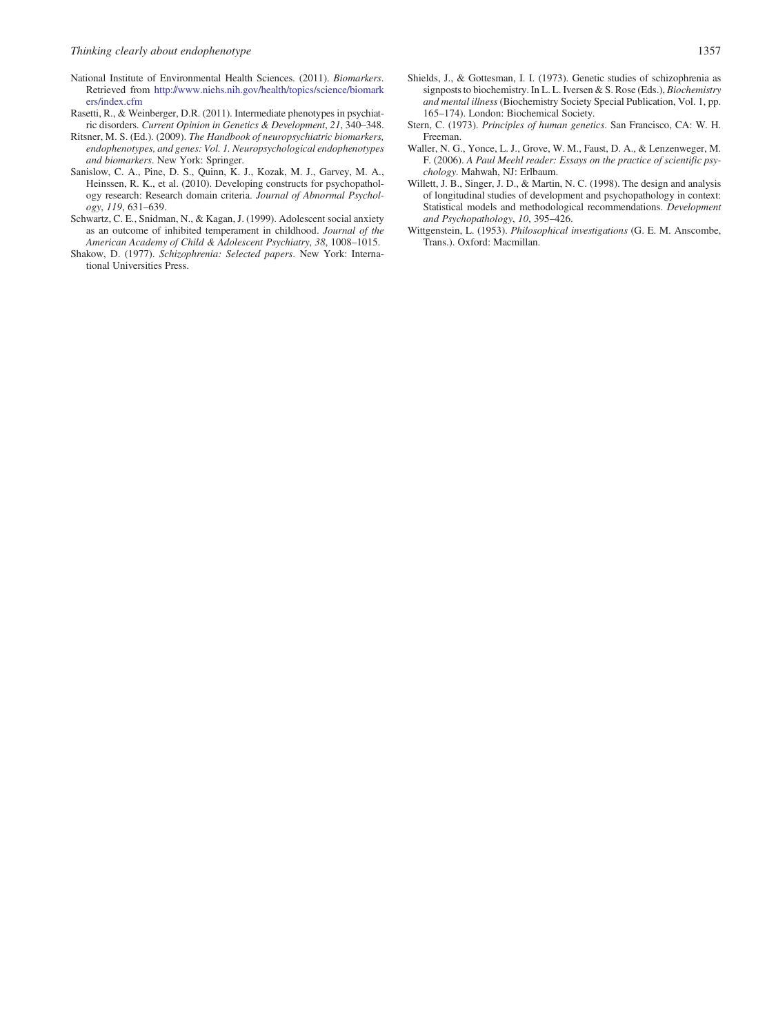National Institute of Environmental Health Sciences. (2011). *Biomarkers*. Retrieved from http://www.niehs.nih.gov/health/topics/science/biomarkers/index.cfm

Rasetti, R., & Weinberger, D.R. (2011). Intermediate phenotypes in psychiatric disorders. *Current Opinion in Genetics & Development*, *21*, 340–348.

Ritsner, M. S. (Ed.). (2009). *The Handbook of neuropsychiatric biomarkers, endophenotypes, and genes: Vol. 1. Neuropsychological endophenotypes and biomarkers*. New York: Springer.

Sanislow, C. A., Pine, D. S., Quinn, K. J., Kozak, M. J., Garvey, M. A., Heinssen, R. K., et al. (2010). Developing constructs for psychopathology research: Research domain criteria. *Journal of Abnormal Psychology*, *119*, 631–639.

Schwartz, C. E., Snidman, N., & Kagan, J. (1999). Adolescent social anxiety as an outcome of inhibited temperament in childhood. *Journal of the American Academy of Child & Adolescent Psychiatry*, *38*, 1008–1015.

Shakow, D. (1977). *Schizophrenia: Selected papers*. New York: International Universities Press.

Shields, J., & Gottesman, I. I. (1973). Genetic studies of schizophrenia as signposts to biochemistry. In L. L. Iversen & S. Rose (Eds.), *Biochemistry and mental illness* (Biochemistry Society Special Publication, Vol. 1, pp. 165–174). London: Biochemical Society.

Stern, C. (1973). *Principles of human genetics*. San Francisco, CA: W. H. Freeman.

Waller, N. G., Yonce, L. J., Grove, W. M., Faust, D. A., & Lenzenweger, M. F. (2006). *A Paul Meehl reader: Essays on the practice of scientific psychology*. Mahwah, NJ: Erlbaum.

Willett, J. B., Singer, J. D., & Martin, N. C. (1998). The design and analysis of longitudinal studies of development and psychopathology in context: Statistical models and methodological recommendations. *Development and Psychopathology*, *10*, 395–426.

Wittgenstein, L. (1953). *Philosophical investigations* (G. E. M. Anscombe, Trans.). Oxford: Macmillan.